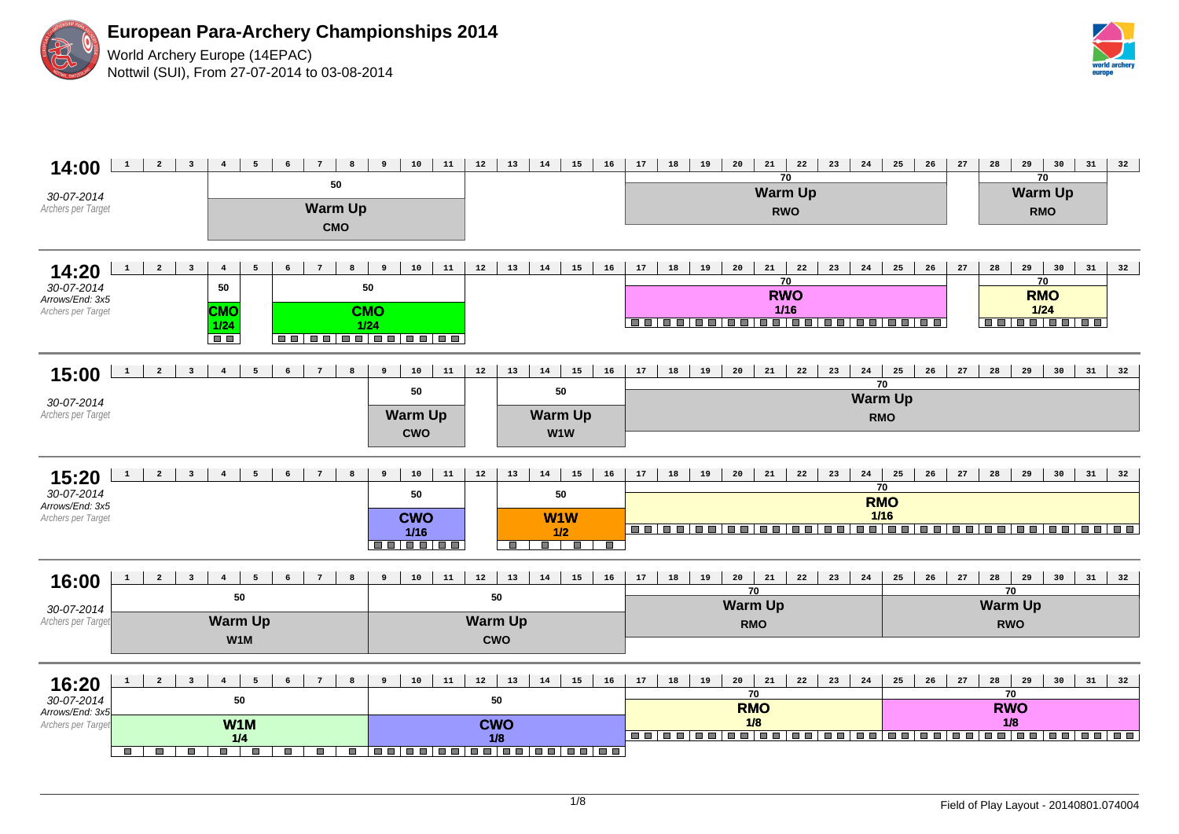# European Para-Archery Championships 2014

World Archery Europe (14EPAC)

Nottwil (SUI), From 27-07-2014 to 03-08-2014

## 14:00

30-07-2014

Archers per Target

| Targets | Distance | Session | Category |
|---|---|---|---|
| 4–11 | 50 | Warm Up | CMO |
| 17–26 | 70 | Warm Up | RWO |
| 28–31 | 70 | Warm Up | RMO |

## 14:20

30-07-2014

Arrows/End: 3x5

Archers per Target

| Targets | Distance | Category | Round |
|---|---|---|---|
| 4 | 50 | CMO | 1/24 |
| 6–11 | 50 | CMO | 1/24 |
| 17–26 | 70 | RWO | 1/16 |
| 28–31 | 70 | RMO | 1/24 |

## 15:00

30-07-2014

Archers per Target

| Targets | Distance | Session | Category |
|---|---|---|---|
| 9–11 | 50 | Warm Up | CWO |
| 13–16 | 50 | Warm Up | W1W |
| 17–32 | 70 | Warm Up | RMO |

## 15:20

30-07-2014

Arrows/End: 3x5

Archers per Target

| Targets | Distance | Category | Round |
|---|---|---|---|
| 9–11 | 50 | CWO | 1/16 |
| 13–16 | 50 | W1W | 1/2 |
| 17–32 | 70 | RMO | 1/16 |

## 16:00

30-07-2014

Archers per Target

| Targets | Distance | Session | Category |
|---|---|---|---|
| 1–8 | 50 | Warm Up | W1M |
| 9–16 | 50 | Warm Up | CWO |
| 17–24 | 70 | Warm Up | RMO |
| 25–32 | 70 | Warm Up | RWO |

## 16:20

30-07-2014

Arrows/End: 3x5

Archers per Target

| Targets | Distance | Category | Round |
|---|---|---|---|
| 1–8 | 50 | W1M | 1/4 |
| 9–16 | 50 | CWO | 1/8 |
| 17–24 | 70 | RMO | 1/8 |
| 25–32 | 70 | RWO | 1/8 |

Field of Play Layout - 20140801.074004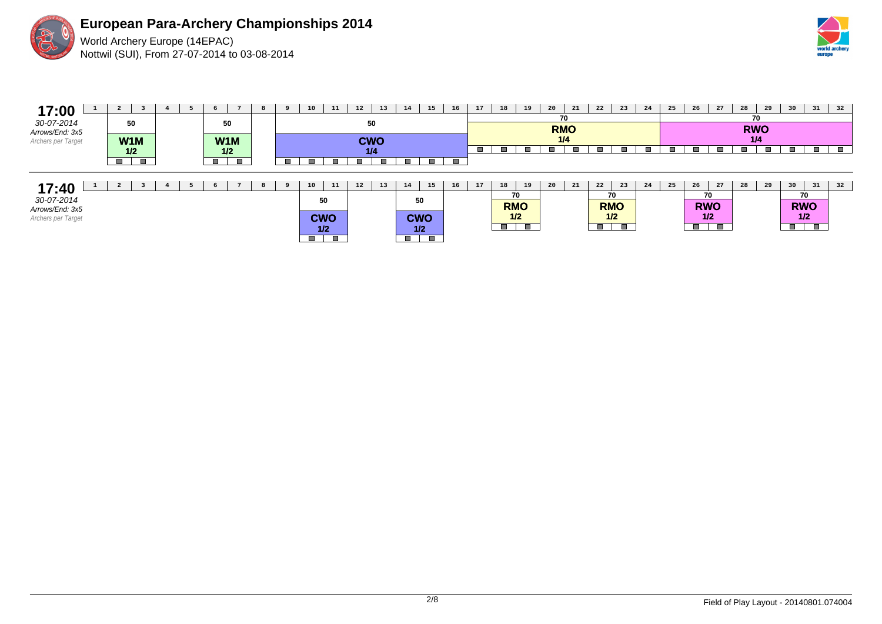# European Para-Archery Championships 2014

World Archery Europe (14EPAC)
Nottwil (SUI), From 27-07-2014 to 03-08-2014

## 17:00

*30-07-2014*
*Arrows/End: 3x5*
*Archers per Target*

| Targets | Distance | Category | Phase |
|---|---|---|---|
| 2–3 | 50 | W1M | 1/2 |
| 6–7 | 50 | W1M | 1/2 |
| 9–16 | 50 | CWO | 1/4 |
| 17–24 | 70 | RMO | 1/4 |
| 25–32 | 70 | RWO | 1/4 |

## 17:40

*30-07-2014*
*Arrows/End: 3x5*
*Archers per Target*

| Targets | Distance | Category | Phase |
|---|---|---|---|
| 10–11 | 50 | CWO | 1/2 |
| 14–15 | 50 | CWO | 1/2 |
| 18–19 | 70 | RMO | 1/2 |
| 22–23 | 70 | RMO | 1/2 |
| 26–27 | 70 | RWO | 1/2 |
| 30–31 | 70 | RWO | 1/2 |

Field of Play Layout - 20140801.074004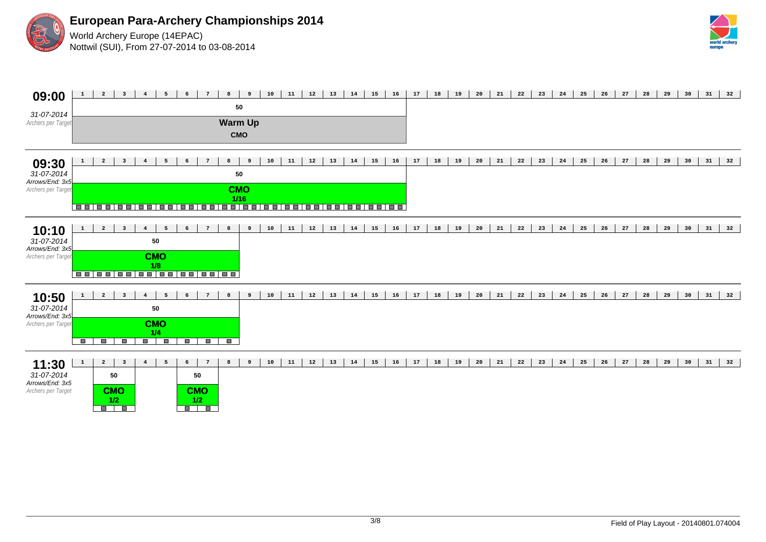# European Para-Archery Championships 2014

World Archery Europe (14EPAC)
Nottwil (SUI), From 27-07-2014 to 03-08-2014

## 09:00

31-07-2014
Archers per Target

| Targets | Distance | Event |
|---|---|---|
| 1–16 | 50 | Warm Up CMO |

## 09:30

31-07-2014
Arrows/End: 3x5
Archers per Target

| Targets | Distance | Event |
|---|---|---|
| 1–16 | 50 | CMO 1/16 |

## 10:10

31-07-2014
Arrows/End: 3x5
Archers per Target

| Targets | Distance | Event |
|---|---|---|
| 1–8 | 50 | CMO 1/8 |

## 10:50

31-07-2014
Arrows/End: 3x5
Archers per Target

| Targets | Distance | Event |
|---|---|---|
| 1–8 | 50 | CMO 1/4 |

## 11:30

31-07-2014
Arrows/End: 3x5
Archers per Target

| Targets | Distance | Event |
|---|---|---|
| 2–3 | 50 | CMO 1/2 |
| 6–7 | 50 | CMO 1/2 |

Field of Play Layout - 20140801.074004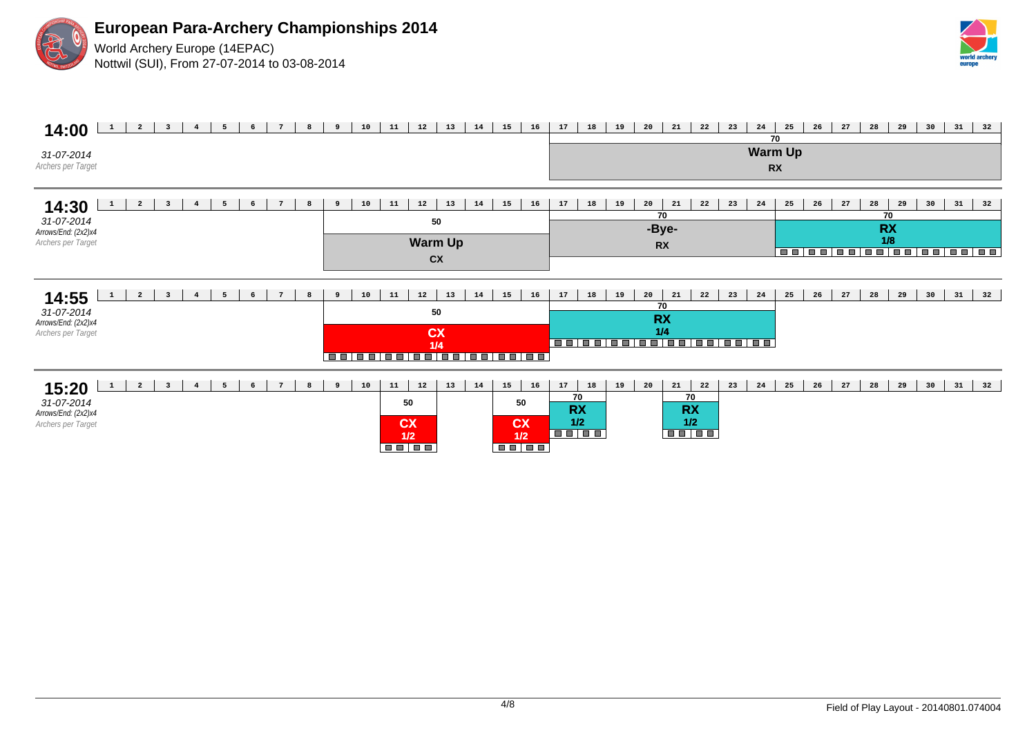# European Para-Archery Championships 2014

World Archery Europe (14EPAC)

Nottwil (SUI), From 27-07-2014 to 03-08-2014

## 14:00

31-07-2014

Archers per Target

| Targets | Distance | Event | Category |
|---|---|---|---|
| 17–32 | 70 | Warm Up | RX |

## 14:30

31-07-2014

Arrows/End: (2x2)x4

Archers per Target

| Targets | Distance | Event | Category |
|---|---|---|---|
| 9–16 | 50 | Warm Up | CX |
| 17–24 | 70 | -Bye- | RX |
| 25–32 | 70 | RX | 1/8 |

## 14:55

31-07-2014

Arrows/End: (2x2)x4

Archers per Target

| Targets | Distance | Event | Phase |
|---|---|---|---|
| 9–16 | 50 | CX | 1/4 |
| 17–24 | 70 | RX | 1/4 |

## 15:20

31-07-2014

Arrows/End: (2x2)x4

Archers per Target

| Targets | Distance | Event | Phase |
|---|---|---|---|
| 11–12 | 50 | CX | 1/2 |
| 15–16 | 50 | CX | 1/2 |
| 17–18 | 70 | RX | 1/2 |
| 21–22 | 70 | RX | 1/2 |

Field of Play Layout - 20140801.074004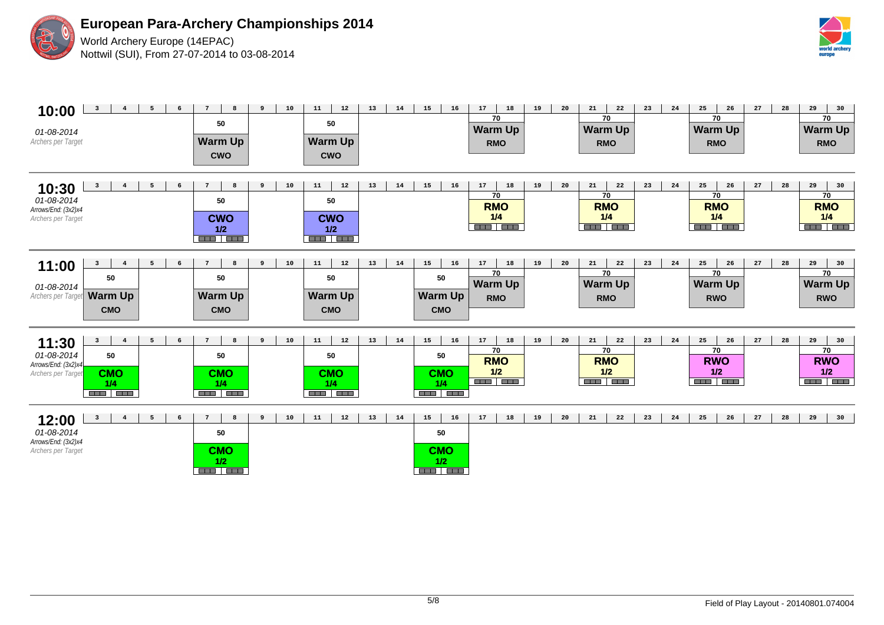# European Para-Archery Championships 2014

World Archery Europe (14EPAC)
Nottwil (SUI), From 27-07-2014 to 03-08-2014

## 10:00
01-08-2014
Archers per Target

| Targets | Distance | Event |
|---|---|---|
| 7–8 | 50 | Warm Up CWO |
| 11–12 | 50 | Warm Up CWO |
| 17–18 | 70 | Warm Up RMO |
| 21–22 | 70 | Warm Up RMO |
| 25–26 | 70 | Warm Up RMO |
| 29–30 | 70 | Warm Up RMO |

## 10:30
01-08-2014
Arrows/End: (3x2)x4
Archers per Target

| Targets | Distance | Event |
|---|---|---|
| 7–8 | 50 | CWO 1/2 |
| 11–12 | 50 | CWO 1/2 |
| 17–18 | 70 | RMO 1/4 |
| 21–22 | 70 | RMO 1/4 |
| 25–26 | 70 | RMO 1/4 |
| 29–30 | 70 | RMO 1/4 |

## 11:00
01-08-2014
Archers per Target

| Targets | Distance | Event |
|---|---|---|
| 3–4 | 50 | Warm Up CMO |
| 7–8 | 50 | Warm Up CMO |
| 11–12 | 50 | Warm Up CMO |
| 15–16 | 50 | Warm Up CMO |
| 17–18 | 70 | Warm Up RMO |
| 21–22 | 70 | Warm Up RMO |
| 25–26 | 70 | Warm Up RWO |
| 29–30 | 70 | Warm Up RWO |

## 11:30
01-08-2014
Arrows/End: (3x2)x4
Archers per Target

| Targets | Distance | Event |
|---|---|---|
| 3–4 | 50 | CMO 1/4 |
| 7–8 | 50 | CMO 1/4 |
| 11–12 | 50 | CMO 1/4 |
| 15–16 | 50 | CMO 1/4 |
| 17–18 | 70 | RMO 1/2 |
| 21–22 | 70 | RMO 1/2 |
| 25–26 | 70 | RWO 1/2 |
| 29–30 | 70 | RWO 1/2 |

## 12:00
01-08-2014
Arrows/End: (3x2)x4
Archers per Target

| Targets | Distance | Event |
|---|---|---|
| 7–8 | 50 | CMO 1/2 |
| 15–16 | 50 | CMO 1/2 |

Field of Play Layout - 20140801.074004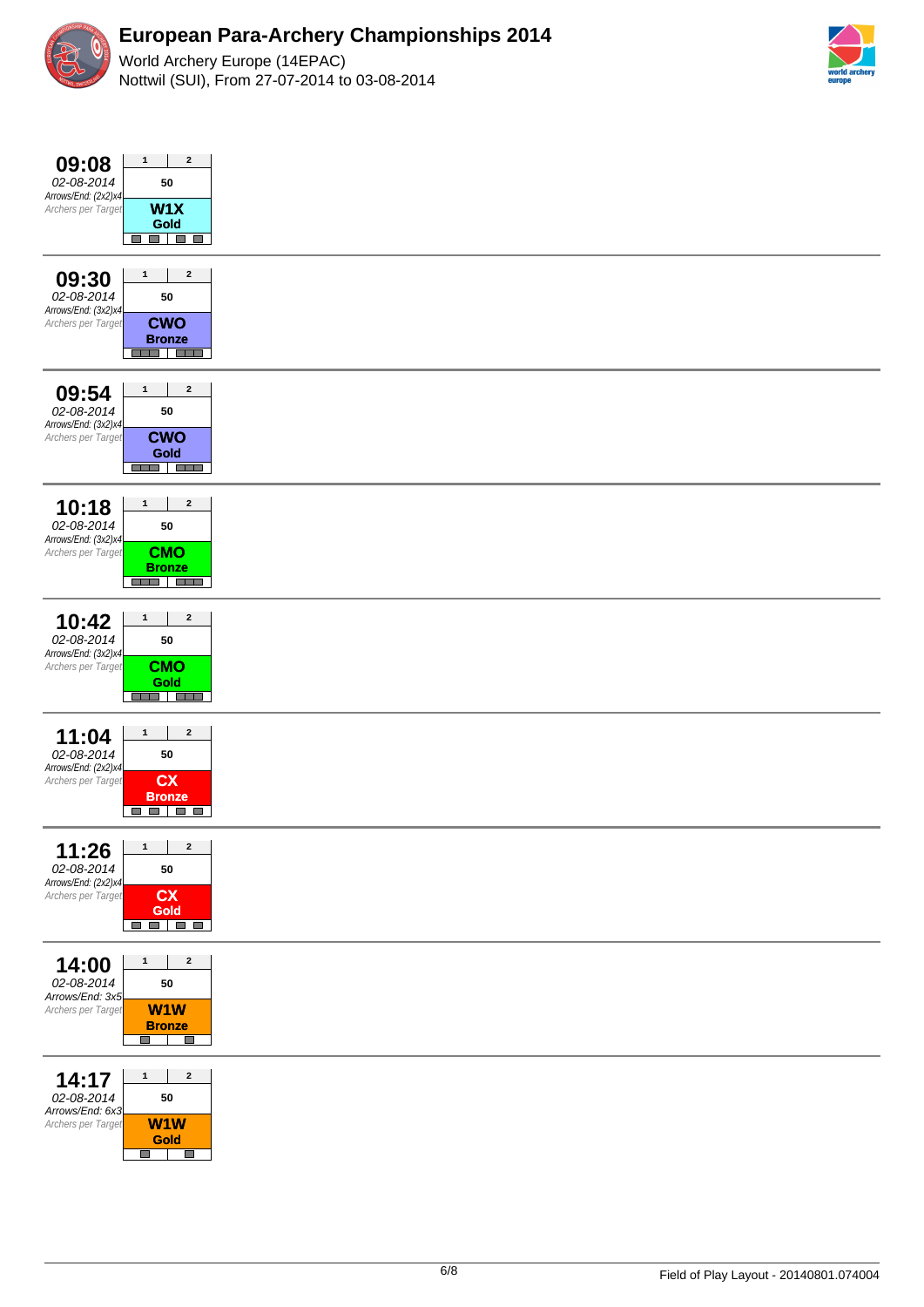# European Para-Archery Championships 2014

World Archery Europe (14EPAC)
Nottwil (SUI), From 27-07-2014 to 03-08-2014

| Time | Date | Arrows/End | Targets | Distance | Event |
|---|---|---|---|---|---|
| 09:08 | 02-08-2014 | (2x2)x4 | 1, 2 | 50 | W1X Gold |
| 09:30 | 02-08-2014 | (3x2)x4 | 1, 2 | 50 | CWO Bronze |
| 09:54 | 02-08-2014 | (3x2)x4 | 1, 2 | 50 | CWO Gold |
| 10:18 | 02-08-2014 | (3x2)x4 | 1, 2 | 50 | CMO Bronze |
| 10:42 | 02-08-2014 | (3x2)x4 | 1, 2 | 50 | CMO Gold |
| 11:04 | 02-08-2014 | (2x2)x4 | 1, 2 | 50 | CX Bronze |
| 11:26 | 02-08-2014 | (2x2)x4 | 1, 2 | 50 | CX Gold |
| 14:00 | 02-08-2014 | 3x5 | 1, 2 | 50 | W1W Bronze |
| 14:17 | 02-08-2014 | 6x3 | 1, 2 | 50 | W1W Gold |

Archers per Target

Field of Play Layout - 20140801.074004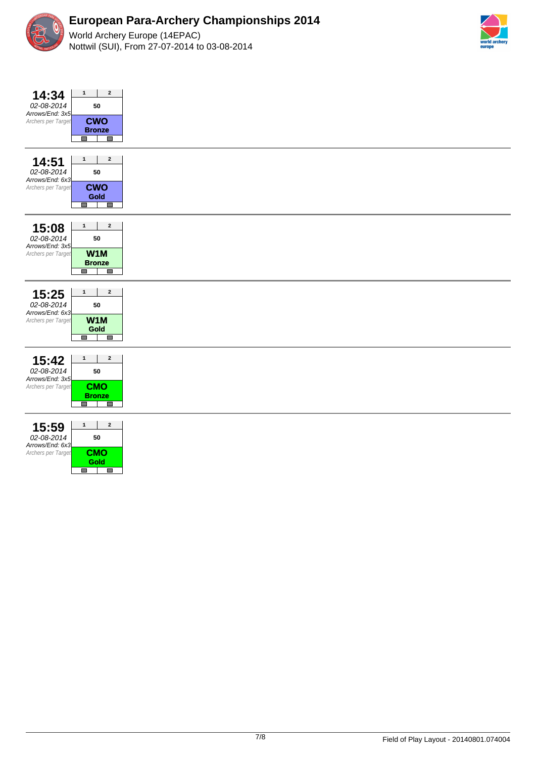# European Para-Archery Championships 2014

World Archery Europe (14EPAC)
Nottwil (SUI), From 27-07-2014 to 03-08-2014

| Time | Date | Arrows/End | Archers per Target | Target 1 | Target 2 | Distance | Event |
|---|---|---|---|---|---|---|---|
| 14:34 | 02-08-2014 | 3x5 | | 1 | 2 | 50 | CWO Bronze |
| 14:51 | 02-08-2014 | 6x3 | | 1 | 2 | 50 | CWO Gold |
| 15:08 | 02-08-2014 | 3x5 | | 1 | 2 | 50 | W1M Bronze |
| 15:25 | 02-08-2014 | 6x3 | | 1 | 2 | 50 | W1M Gold |
| 15:42 | 02-08-2014 | 3x5 | | 1 | 2 | 50 | CMO Bronze |
| 15:59 | 02-08-2014 | 6x3 | | 1 | 2 | 50 | CMO Gold |

Field of Play Layout - 20140801.074004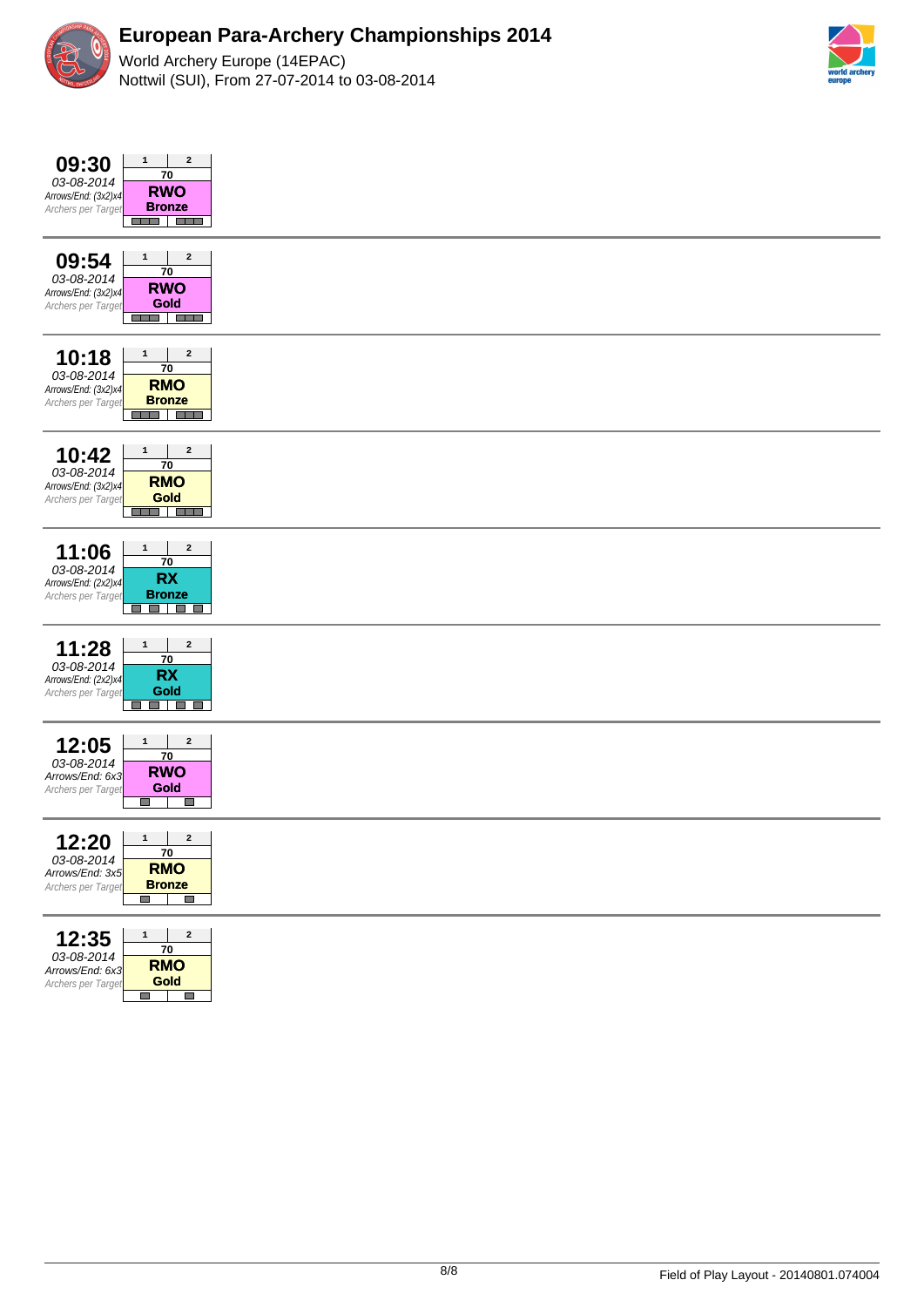# European Para-Archery Championships 2014

World Archery Europe (14EPAC)
Nottwil (SUI), From 27-07-2014 to 03-08-2014

**09:30**
*03-08-2014*
*Arrows/End: (3x2)x4*
*Archers per Target*

| 1 | 2 |
|---|---|
| 70 | |
| **RWO** | |
| **Bronze** | |

**09:54**
*03-08-2014*
*Arrows/End: (3x2)x4*
*Archers per Target*

| 1 | 2 |
|---|---|
| 70 | |
| **RWO** | |
| **Gold** | |

**10:18**
*03-08-2014*
*Arrows/End: (3x2)x4*
*Archers per Target*

| 1 | 2 |
|---|---|
| 70 | |
| **RMO** | |
| **Bronze** | |

**10:42**
*03-08-2014*
*Arrows/End: (3x2)x4*
*Archers per Target*

| 1 | 2 |
|---|---|
| 70 | |
| **RMO** | |
| **Gold** | |

**11:06**
*03-08-2014*
*Arrows/End: (2x2)x4*
*Archers per Target*

| 1 | 2 |
|---|---|
| 70 | |
| **RX** | |
| **Bronze** | |

**11:28**
*03-08-2014*
*Arrows/End: (2x2)x4*
*Archers per Target*

| 1 | 2 |
|---|---|
| 70 | |
| **RX** | |
| **Gold** | |

**12:05**
*03-08-2014*
*Arrows/End: 6x3*
*Archers per Target*

| 1 | 2 |
|---|---|
| 70 | |
| **RWO** | |
| **Gold** | |

**12:20**
*03-08-2014*
*Arrows/End: 3x5*
*Archers per Target*

| 1 | 2 |
|---|---|
| 70 | |
| **RMO** | |
| **Bronze** | |

**12:35**
*03-08-2014*
*Arrows/End: 6x3*
*Archers per Target*

| 1 | 2 |
|---|---|
| 70 | |
| **RMO** | |
| **Gold** | |

Field of Play Layout - 20140801.074004